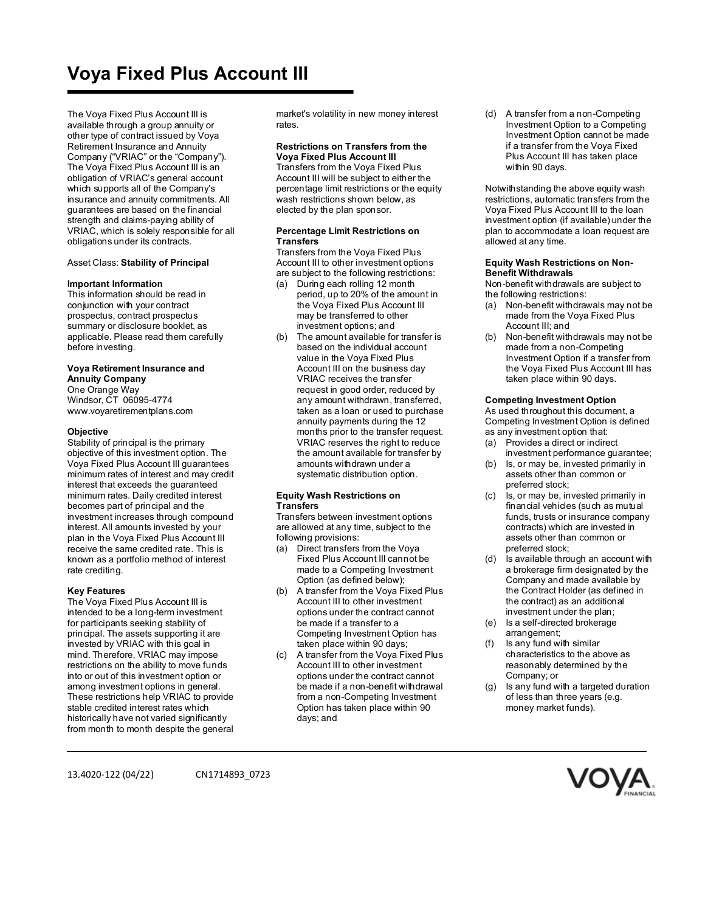# Voya Fixed Plus Account III

The Voya Fixed Plus Account III is available through a group annuity or other type of contract issued by Voya Retirement Insurance and Annuity Company ("VRIAC" or the "Company"). The Voya Fixed Plus Account III is an obligation of VRIAC's general account which supports all of the Company's insurance and annuity commitments. All guarantees are based on the financial strength and claims-paying ability of VRIAC, which is solely responsible for all obligations under its contracts.

Asset Class: **Stability of Principal**

**Important Information**
This information should be read in conjunction with your contract prospectus, contract prospectus summary or disclosure booklet, as applicable. Please read them carefully before investing.

**Voya Retirement Insurance and Annuity Company**
One Orange Way
Windsor, CT 06095-4774
www.voyaretirementplans.com

**Objective**
Stability of principal is the primary objective of this investment option. The Voya Fixed Plus Account III guarantees minimum rates of interest and may credit interest that exceeds the guaranteed minimum rates. Daily credited interest becomes part of principal and the investment increases through compound interest. All amounts invested by your plan in the Voya Fixed Plus Account III receive the same credited rate. This is known as a portfolio method of interest rate crediting.

**Key Features**
The Voya Fixed Plus Account III is intended to be a long-term investment for participants seeking stability of principal. The assets supporting it are invested by VRIAC with this goal in mind. Therefore, VRIAC may impose restrictions on the ability to move funds into or out of this investment option or among investment options in general. These restrictions help VRIAC to provide stable credited interest rates which historically have not varied significantly from month to month despite the general market's volatility in new money interest rates.

**Restrictions on Transfers from the Voya Fixed Plus Account III**
Transfers from the Voya Fixed Plus Account III will be subject to either the percentage limit restrictions or the equity wash restrictions shown below, as elected by the plan sponsor.

**Percentage Limit Restrictions on Transfers**
Transfers from the Voya Fixed Plus Account III to other investment options are subject to the following restrictions:

(a) During each rolling 12 month period, up to 20% of the amount in the Voya Fixed Plus Account III may be transferred to other investment options; and
(b) The amount available for transfer is based on the individual account value in the Voya Fixed Plus Account III on the business day VRIAC receives the transfer request in good order, reduced by any amount withdrawn, transferred, taken as a loan or used to purchase annuity payments during the 12 months prior to the transfer request. VRIAC reserves the right to reduce the amount available for transfer by amounts withdrawn under a systematic distribution option.

**Equity Wash Restrictions on Transfers**
Transfers between investment options are allowed at any time, subject to the following provisions:

(a) Direct transfers from the Voya Fixed Plus Account III cannot be made to a Competing Investment Option (as defined below);
(b) A transfer from the Voya Fixed Plus Account III to other investment options under the contract cannot be made if a transfer to a Competing Investment Option has taken place within 90 days;
(c) A transfer from the Voya Fixed Plus Account III to other investment options under the contract cannot be made if a non-benefit withdrawal from a non-Competing Investment Option has taken place within 90 days; and
(d) A transfer from a non-Competing Investment Option to a Competing Investment Option cannot be made if a transfer from the Voya Fixed Plus Account III has taken place within 90 days.

Notwithstanding the above equity wash restrictions, automatic transfers from the Voya Fixed Plus Account III to the loan investment option (if available) under the plan to accommodate a loan request are allowed at any time.

**Equity Wash Restrictions on Non-Benefit Withdrawals**
Non-benefit withdrawals are subject to the following restrictions:

(a) Non-benefit withdrawals may not be made from the Voya Fixed Plus Account III; and
(b) Non-benefit withdrawals may not be made from a non-Competing Investment Option if a transfer from the Voya Fixed Plus Account III has taken place within 90 days.

**Competing Investment Option**
As used throughout this document, a Competing Investment Option is defined as any investment option that:

(a) Provides a direct or indirect investment performance guarantee;
(b) Is, or may be, invested primarily in assets other than common or preferred stock;
(c) Is, or may be, invested primarily in financial vehicles (such as mutual funds, trusts or insurance company contracts) which are invested in assets other than common or preferred stock;
(d) Is available through an account with a brokerage firm designated by the Company and made available by the Contract Holder (as defined in the contract) as an additional investment under the plan;
(e) Is a self-directed brokerage arrangement;
(f) Is any fund with similar characteristics to the above as reasonably determined by the Company; or
(g) Is any fund with a targeted duration of less than three years (e.g. money market funds).

13.4020-122 (04/22) CN1714893_0723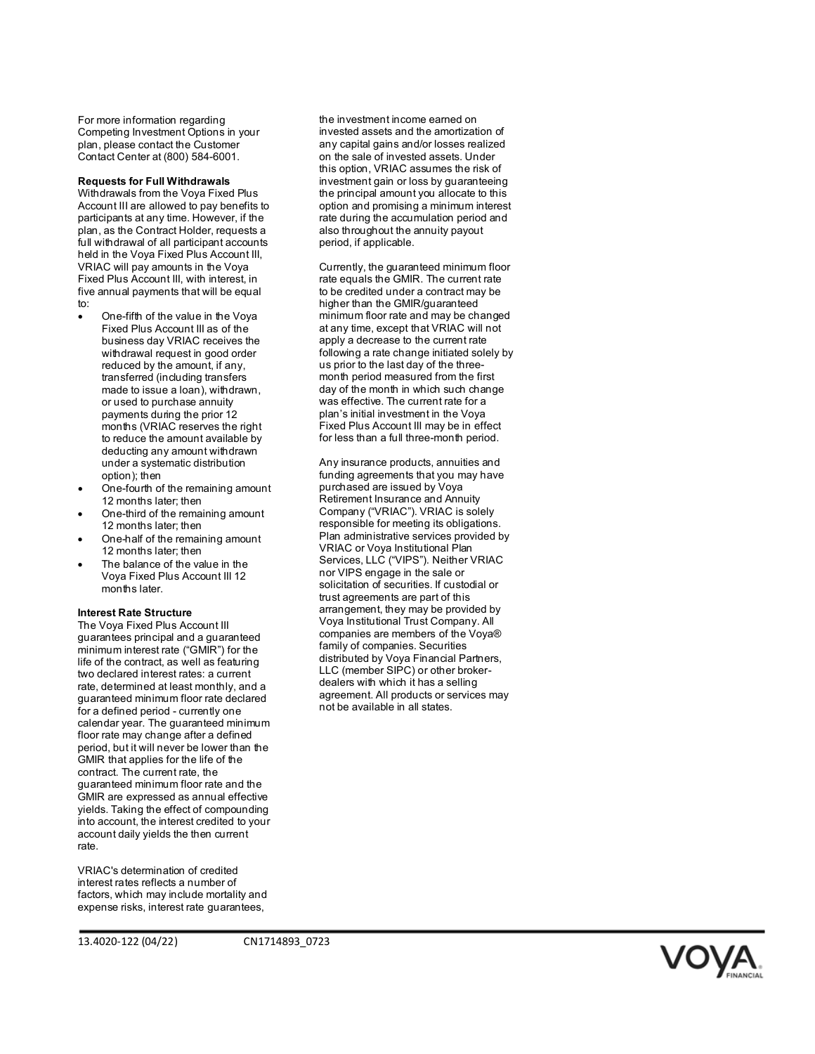For more information regarding Competing Investment Options in your plan, please contact the Customer Contact Center at (800) 584-6001.

**Requests for Full Withdrawals**

Withdrawals from the Voya Fixed Plus Account III are allowed to pay benefits to participants at any time. However, if the plan, as the Contract Holder, requests a full withdrawal of all participant accounts held in the Voya Fixed Plus Account III, VRIAC will pay amounts in the Voya Fixed Plus Account III, with interest, in five annual payments that will be equal to:

- One-fifth of the value in the Voya Fixed Plus Account III as of the business day VRIAC receives the withdrawal request in good order reduced by the amount, if any, transferred (including transfers made to issue a loan), withdrawn, or used to purchase annuity payments during the prior 12 months (VRIAC reserves the right to reduce the amount available by deducting any amount withdrawn under a systematic distribution option); then
- One-fourth of the remaining amount 12 months later; then
- One-third of the remaining amount 12 months later; then
- One-half of the remaining amount 12 months later; then
- The balance of the value in the Voya Fixed Plus Account III 12 months later.

**Interest Rate Structure**

The Voya Fixed Plus Account III guarantees principal and a guaranteed minimum interest rate ("GMIR") for the life of the contract, as well as featuring two declared interest rates: a current rate, determined at least monthly, and a guaranteed minimum floor rate declared for a defined period - currently one calendar year. The guaranteed minimum floor rate may change after a defined period, but it will never be lower than the GMIR that applies for the life of the contract. The current rate, the guaranteed minimum floor rate and the GMIR are expressed as annual effective yields. Taking the effect of compounding into account, the interest credited to your account daily yields the then current rate.

VRIAC's determination of credited interest rates reflects a number of factors, which may include mortality and expense risks, interest rate guarantees, the investment income earned on invested assets and the amortization of any capital gains and/or losses realized on the sale of invested assets. Under this option, VRIAC assumes the risk of investment gain or loss by guaranteeing the principal amount you allocate to this option and promising a minimum interest rate during the accumulation period and also throughout the annuity payout period, if applicable.

Currently, the guaranteed minimum floor rate equals the GMIR. The current rate to be credited under a contract may be higher than the GMIR/guaranteed minimum floor rate and may be changed at any time, except that VRIAC will not apply a decrease to the current rate following a rate change initiated solely by us prior to the last day of the three-month period measured from the first day of the month in which such change was effective. The current rate for a plan's initial investment in the Voya Fixed Plus Account III may be in effect for less than a full three-month period.

Any insurance products, annuities and funding agreements that you may have purchased are issued by Voya Retirement Insurance and Annuity Company ("VRIAC"). VRIAC is solely responsible for meeting its obligations. Plan administrative services provided by VRIAC or Voya Institutional Plan Services, LLC ("VIPS"). Neither VRIAC nor VIPS engage in the sale or solicitation of securities. If custodial or trust agreements are part of this arrangement, they may be provided by Voya Institutional Trust Company. All companies are members of the Voya® family of companies. Securities distributed by Voya Financial Partners, LLC (member SIPC) or other broker-dealers with which it has a selling agreement. All products or services may not be available in all states.

13.4020-122 (04/22) CN1714893_0723